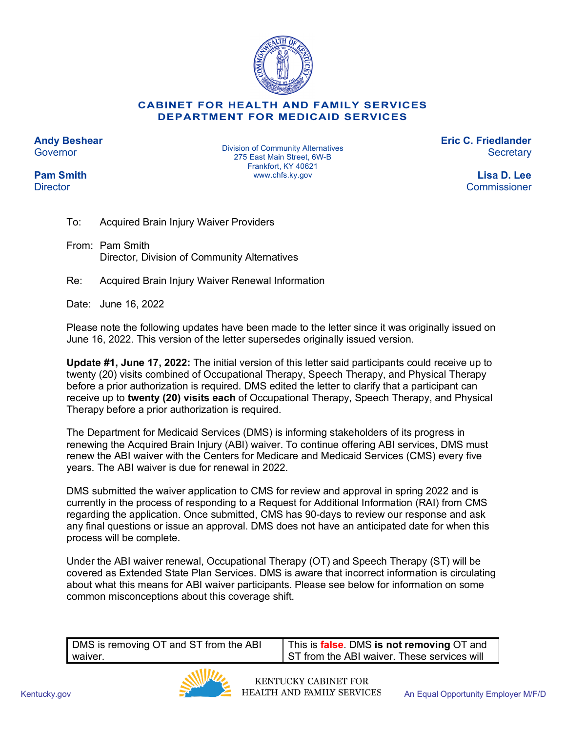**CABINET FOR HEALTH AND FAMILY SERVICES**
**DEPARTMENT FOR MEDICAID SERVICES**

**Andy Beshear**
Governor

**Pam Smith**
Director

Division of Community Alternatives
275 East Main Street, 6W-B
Frankfort, KY 40621
www.chfs.ky.gov

**Eric C. Friedlander**
Secretary

**Lisa D. Lee**
Commissioner

To: Acquired Brain Injury Waiver Providers

From: Pam Smith
Director, Division of Community Alternatives

Re: Acquired Brain Injury Waiver Renewal Information

Date: June 16, 2022

Please note the following updates have been made to the letter since it was originally issued on June 16, 2022. This version of the letter supersedes originally issued version.

**Update #1, June 17, 2022:** The initial version of this letter said participants could receive up to twenty (20) visits combined of Occupational Therapy, Speech Therapy, and Physical Therapy before a prior authorization is required. DMS edited the letter to clarify that a participant can receive up to **twenty (20) visits each** of Occupational Therapy, Speech Therapy, and Physical Therapy before a prior authorization is required.

The Department for Medicaid Services (DMS) is informing stakeholders of its progress in renewing the Acquired Brain Injury (ABI) waiver. To continue offering ABI services, DMS must renew the ABI waiver with the Centers for Medicare and Medicaid Services (CMS) every five years. The ABI waiver is due for renewal in 2022.

DMS submitted the waiver application to CMS for review and approval in spring 2022 and is currently in the process of responding to a Request for Additional Information (RAI) from CMS regarding the application. Once submitted, CMS has 90-days to review our response and ask any final questions or issue an approval. DMS does not have an anticipated date for when this process will be complete.

Under the ABI waiver renewal, Occupational Therapy (OT) and Speech Therapy (ST) will be covered as Extended State Plan Services. DMS is aware that incorrect information is circulating about what this means for ABI waiver participants. Please see below for information on some common misconceptions about this coverage shift.

| DMS is removing OT and ST from the ABI waiver. | This is **false**. DMS **is not removing** OT and ST from the ABI waiver. These services will |
|---|---|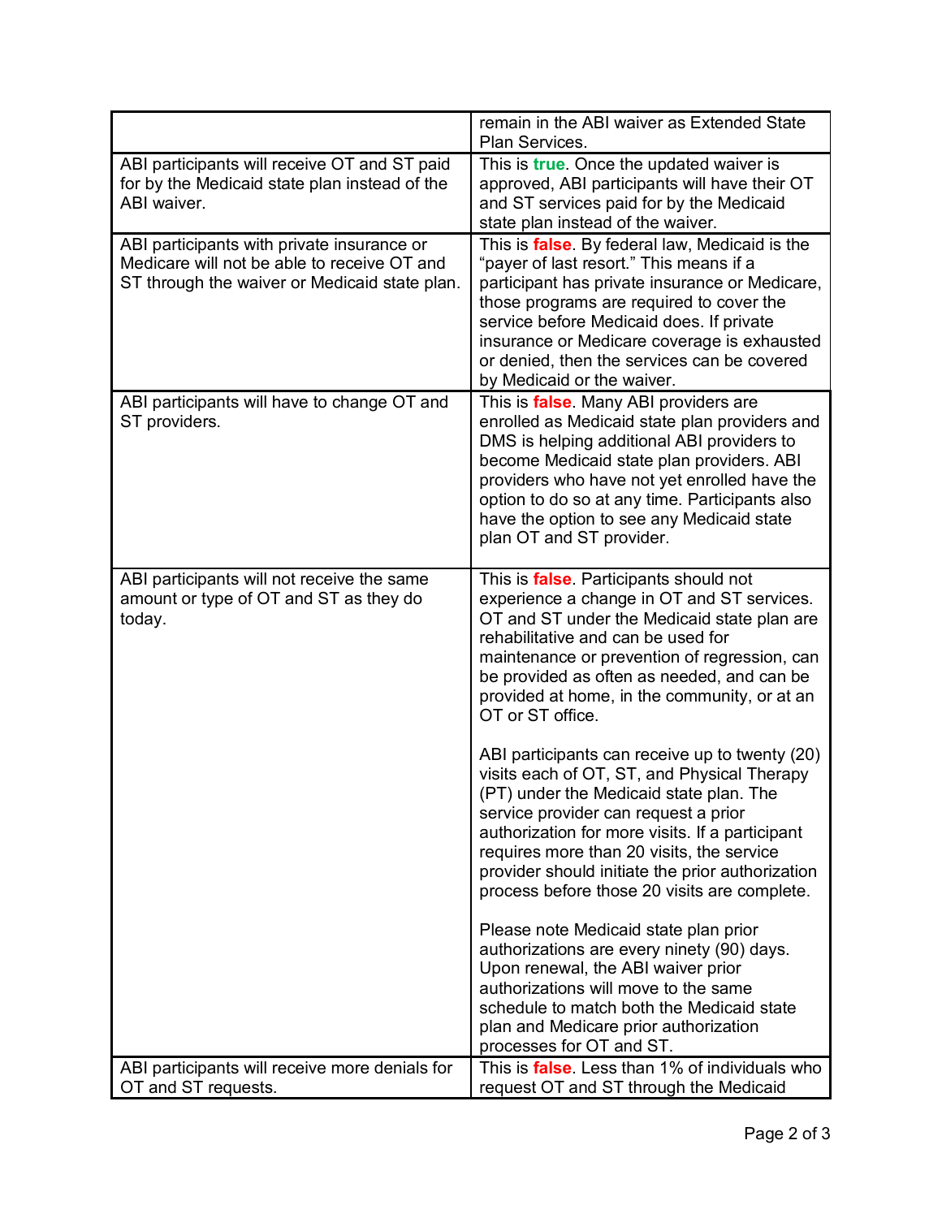| | |
|---|---|
| | remain in the ABI waiver as Extended State Plan Services. |
| ABI participants will receive OT and ST paid for by the Medicaid state plan instead of the ABI waiver. | This is **true**. Once the updated waiver is approved, ABI participants will have their OT and ST services paid for by the Medicaid state plan instead of the waiver. |
| ABI participants with private insurance or Medicare will not be able to receive OT and ST through the waiver or Medicaid state plan. | This is **false**. By federal law, Medicaid is the "payer of last resort." This means if a participant has private insurance or Medicare, those programs are required to cover the service before Medicaid does. If private insurance or Medicare coverage is exhausted or denied, then the services can be covered by Medicaid or the waiver. |
| ABI participants will have to change OT and ST providers. | This is **false**. Many ABI providers are enrolled as Medicaid state plan providers and DMS is helping additional ABI providers to become Medicaid state plan providers. ABI providers who have not yet enrolled have the option to do so at any time. Participants also have the option to see any Medicaid state plan OT and ST provider. |
| ABI participants will not receive the same amount or type of OT and ST as they do today. | This is **false**. Participants should not experience a change in OT and ST services. OT and ST under the Medicaid state plan are rehabilitative and can be used for maintenance or prevention of regression, can be provided as often as needed, and can be provided at home, in the community, or at an OT or ST office.<br><br>ABI participants can receive up to twenty (20) visits each of OT, ST, and Physical Therapy (PT) under the Medicaid state plan. The service provider can request a prior authorization for more visits. If a participant requires more than 20 visits, the service provider should initiate the prior authorization process before those 20 visits are complete.<br><br>Please note Medicaid state plan prior authorizations are every ninety (90) days. Upon renewal, the ABI waiver prior authorizations will move to the same schedule to match both the Medicaid state plan and Medicare prior authorization processes for OT and ST. |
| ABI participants will receive more denials for OT and ST requests. | This is **false**. Less than 1% of individuals who request OT and ST through the Medicaid |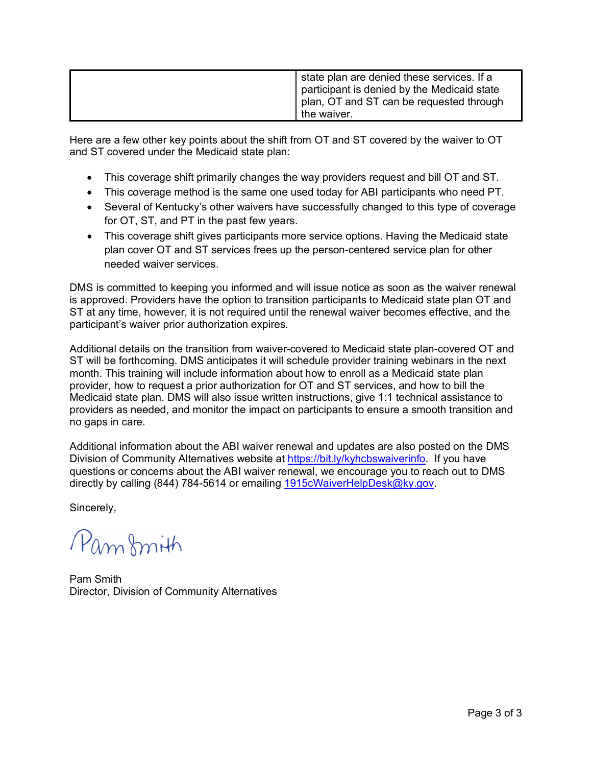| | |
|---|---|
| | state plan are denied these services. If a participant is denied by the Medicaid state plan, OT and ST can be requested through the waiver. |

Here are a few other key points about the shift from OT and ST covered by the waiver to OT and ST covered under the Medicaid state plan:

- This coverage shift primarily changes the way providers request and bill OT and ST.
- This coverage method is the same one used today for ABI participants who need PT.
- Several of Kentucky's other waivers have successfully changed to this type of coverage for OT, ST, and PT in the past few years.
- This coverage shift gives participants more service options. Having the Medicaid state plan cover OT and ST services frees up the person-centered service plan for other needed waiver services.

DMS is committed to keeping you informed and will issue notice as soon as the waiver renewal is approved. Providers have the option to transition participants to Medicaid state plan OT and ST at any time, however, it is not required until the renewal waiver becomes effective, and the participant's waiver prior authorization expires.

Additional details on the transition from waiver-covered to Medicaid state plan-covered OT and ST will be forthcoming. DMS anticipates it will schedule provider training webinars in the next month. This training will include information about how to enroll as a Medicaid state plan provider, how to request a prior authorization for OT and ST services, and how to bill the Medicaid state plan. DMS will also issue written instructions, give 1:1 technical assistance to providers as needed, and monitor the impact on participants to ensure a smooth transition and no gaps in care.

Additional information about the ABI waiver renewal and updates are also posted on the DMS Division of Community Alternatives website at https://bit.ly/kyhcbswaiverinfo. If you have questions or concerns about the ABI waiver renewal, we encourage you to reach out to DMS directly by calling (844) 784-5614 or emailing 1915cWaiverHelpDesk@ky.gov.

Sincerely,

Pam Smith

Pam Smith
Director, Division of Community Alternatives